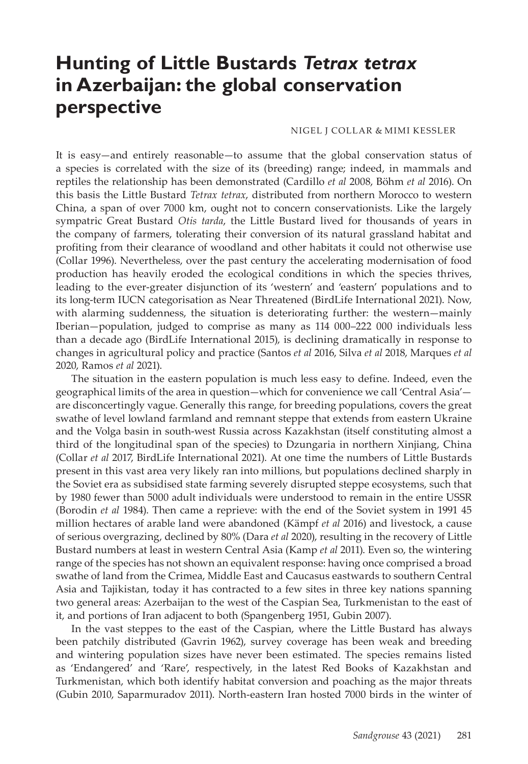# Hunting of Little Bustards *Tetrax tetrax* in Azerbaijan: the global conservation perspective

NIGEL J COLLAR & MIMI KESSLER

It is easy—and entirely reasonable—to assume that the global conservation status of a species is correlated with the size of its (breeding) range; indeed, in mammals and reptiles the relationship has been demonstrated (Cardillo *et al* 2008, Böhm *et al* 2016). On this basis the Little Bustard *Tetrax tetrax*, distributed from northern Morocco to western China, a span of over 7000 km, ought not to concern conservationists. Like the largely sympatric Great Bustard *Otis tarda*, the Little Bustard lived for thousands of years in the company of farmers, tolerating their conversion of its natural grassland habitat and profiting from their clearance of woodland and other habitats it could not otherwise use (Collar 1996). Nevertheless, over the past century the accelerating modernisation of food production has heavily eroded the ecological conditions in which the species thrives, leading to the ever-greater disjunction of its 'western' and 'eastern' populations and to its long-term IUCN categorisation as Near Threatened (BirdLife International 2021). Now, with alarming suddenness, the situation is deteriorating further: the western—mainly Iberian—population, judged to comprise as many as 114 000–222 000 individuals less than a decade ago (BirdLife International 2015), is declining dramatically in response to changes in agricultural policy and practice (Santos *et al* 2016, Silva *et al* 2018, Marques *et al* 2020, Ramos *et al* 2021).

The situation in the eastern population is much less easy to define. Indeed, even the geographical limits of the area in question—which for convenience we call 'Central Asia'—are disconcertingly vague. Generally this range, for breeding populations, covers the great swathe of level lowland farmland and remnant steppe that extends from eastern Ukraine and the Volga basin in south-west Russia across Kazakhstan (itself constituting almost a third of the longitudinal span of the species) to Dzungaria in northern Xinjiang, China (Collar *et al* 2017, BirdLife International 2021). At one time the numbers of Little Bustards present in this vast area very likely ran into millions, but populations declined sharply in the Soviet era as subsidised state farming severely disrupted steppe ecosystems, such that by 1980 fewer than 5000 adult individuals were understood to remain in the entire USSR (Borodin *et al* 1984). Then came a reprieve: with the end of the Soviet system in 1991 45 million hectares of arable land were abandoned (Kämpf *et al* 2016) and livestock, a cause of serious overgrazing, declined by 80% (Dara *et al* 2020), resulting in the recovery of Little Bustard numbers at least in western Central Asia (Kamp *et al* 2011). Even so, the wintering range of the species has not shown an equivalent response: having once comprised a broad swathe of land from the Crimea, Middle East and Caucasus eastwards to southern Central Asia and Tajikistan, today it has contracted to a few sites in three key nations spanning two general areas: Azerbaijan to the west of the Caspian Sea, Turkmenistan to the east of it, and portions of Iran adjacent to both (Spangenberg 1951, Gubin 2007).

In the vast steppes to the east of the Caspian, where the Little Bustard has always been patchily distributed (Gavrin 1962), survey coverage has been weak and breeding and wintering population sizes have never been estimated. The species remains listed as 'Endangered' and 'Rare', respectively, in the latest Red Books of Kazakhstan and Turkmenistan, which both identify habitat conversion and poaching as the major threats (Gubin 2010, Saparmuradov 2011). North-eastern Iran hosted 7000 birds in the winter of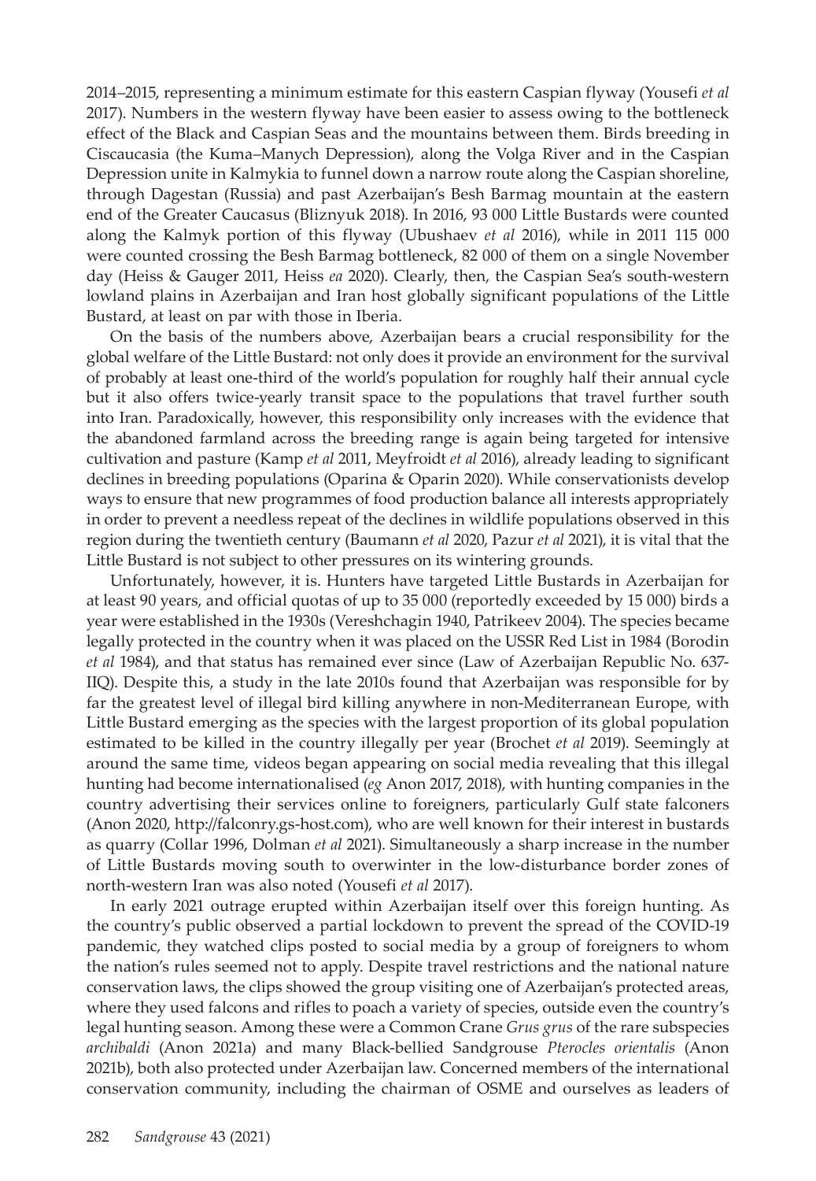2014–2015, representing a minimum estimate for this eastern Caspian flyway (Yousefi *et al* 2017). Numbers in the western flyway have been easier to assess owing to the bottleneck effect of the Black and Caspian Seas and the mountains between them. Birds breeding in Ciscaucasia (the Kuma–Manych Depression), along the Volga River and in the Caspian Depression unite in Kalmykia to funnel down a narrow route along the Caspian shoreline, through Dagestan (Russia) and past Azerbaijan's Besh Barmag mountain at the eastern end of the Greater Caucasus (Bliznyuk 2018). In 2016, 93 000 Little Bustards were counted along the Kalmyk portion of this flyway (Ubushaev *et al* 2016), while in 2011 115 000 were counted crossing the Besh Barmag bottleneck, 82 000 of them on a single November day (Heiss & Gauger 2011, Heiss *ea* 2020). Clearly, then, the Caspian Sea's south-western lowland plains in Azerbaijan and Iran host globally significant populations of the Little Bustard, at least on par with those in Iberia.

On the basis of the numbers above, Azerbaijan bears a crucial responsibility for the global welfare of the Little Bustard: not only does it provide an environment for the survival of probably at least one-third of the world's population for roughly half their annual cycle but it also offers twice-yearly transit space to the populations that travel further south into Iran. Paradoxically, however, this responsibility only increases with the evidence that the abandoned farmland across the breeding range is again being targeted for intensive cultivation and pasture (Kamp *et al* 2011, Meyfroidt *et al* 2016), already leading to significant declines in breeding populations (Oparina & Oparin 2020). While conservationists develop ways to ensure that new programmes of food production balance all interests appropriately in order to prevent a needless repeat of the declines in wildlife populations observed in this region during the twentieth century (Baumann *et al* 2020, Pazur *et al* 2021), it is vital that the Little Bustard is not subject to other pressures on its wintering grounds.

Unfortunately, however, it is. Hunters have targeted Little Bustards in Azerbaijan for at least 90 years, and official quotas of up to 35 000 (reportedly exceeded by 15 000) birds a year were established in the 1930s (Vereshchagin 1940, Patrikeev 2004). The species became legally protected in the country when it was placed on the USSR Red List in 1984 (Borodin *et al* 1984), and that status has remained ever since (Law of Azerbaijan Republic No. 637-IIQ). Despite this, a study in the late 2010s found that Azerbaijan was responsible for by far the greatest level of illegal bird killing anywhere in non-Mediterranean Europe, with Little Bustard emerging as the species with the largest proportion of its global population estimated to be killed in the country illegally per year (Brochet *et al* 2019). Seemingly at around the same time, videos began appearing on social media revealing that this illegal hunting had become internationalised (*eg* Anon 2017, 2018), with hunting companies in the country advertising their services online to foreigners, particularly Gulf state falconers (Anon 2020, http://falconry.gs-host.com), who are well known for their interest in bustards as quarry (Collar 1996, Dolman *et al* 2021). Simultaneously a sharp increase in the number of Little Bustards moving south to overwinter in the low-disturbance border zones of north-western Iran was also noted (Yousefi *et al* 2017).

In early 2021 outrage erupted within Azerbaijan itself over this foreign hunting. As the country's public observed a partial lockdown to prevent the spread of the COVID-19 pandemic, they watched clips posted to social media by a group of foreigners to whom the nation's rules seemed not to apply. Despite travel restrictions and the national nature conservation laws, the clips showed the group visiting one of Azerbaijan's protected areas, where they used falcons and rifles to poach a variety of species, outside even the country's legal hunting season. Among these were a Common Crane *Grus grus* of the rare subspecies *archibaldi* (Anon 2021a) and many Black-bellied Sandgrouse *Pterocles orientalis* (Anon 2021b), both also protected under Azerbaijan law. Concerned members of the international conservation community, including the chairman of OSME and ourselves as leaders of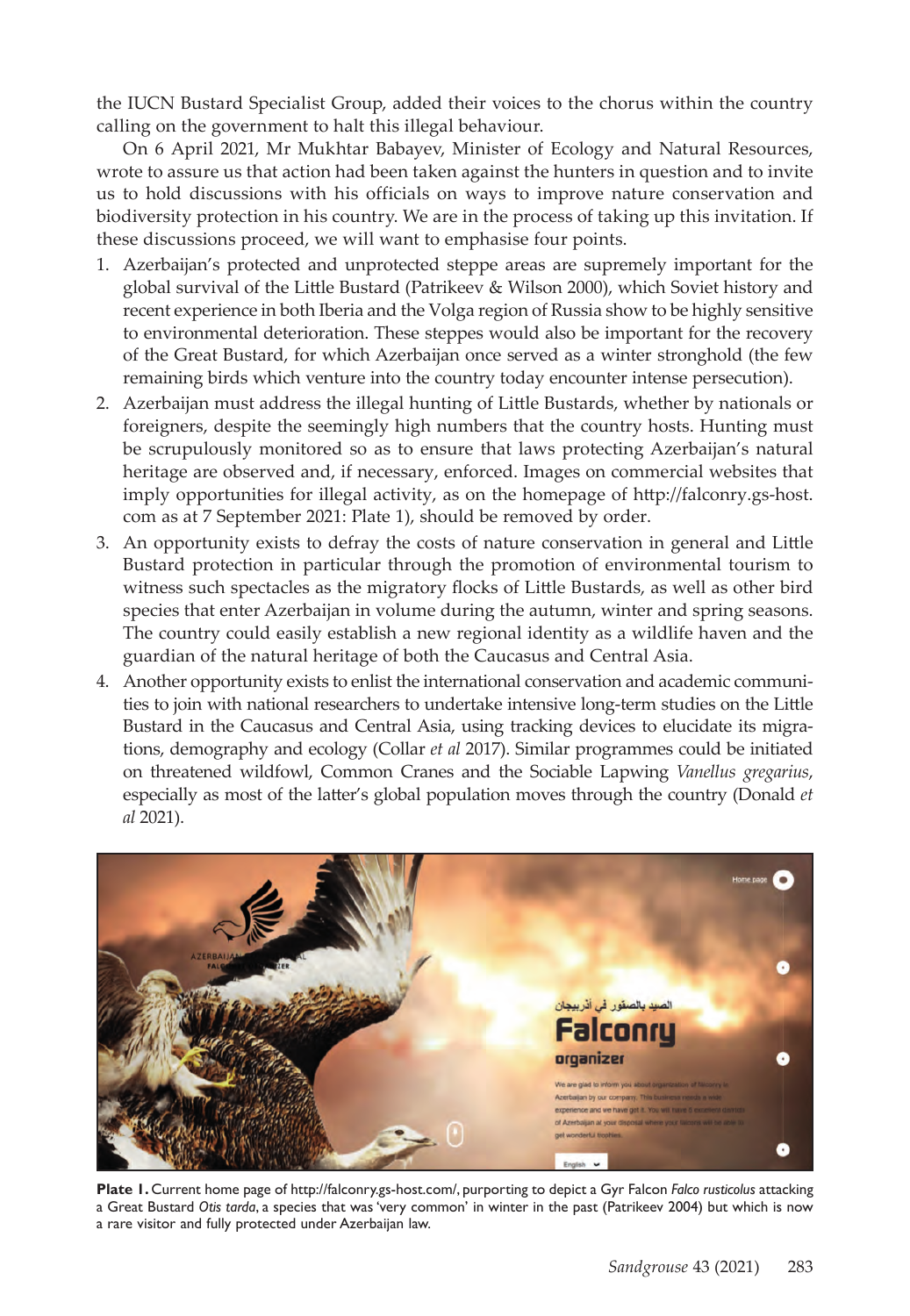the IUCN Bustard Specialist Group, added their voices to the chorus within the country calling on the government to halt this illegal behaviour.

On 6 April 2021, Mr Mukhtar Babayev, Minister of Ecology and Natural Resources, wrote to assure us that action had been taken against the hunters in question and to invite us to hold discussions with his officials on ways to improve nature conservation and biodiversity protection in his country. We are in the process of taking up this invitation. If these discussions proceed, we will want to emphasise four points.

1. Azerbaijan's protected and unprotected steppe areas are supremely important for the global survival of the Little Bustard (Patrikeev & Wilson 2000), which Soviet history and recent experience in both Iberia and the Volga region of Russia show to be highly sensitive to environmental deterioration. These steppes would also be important for the recovery of the Great Bustard, for which Azerbaijan once served as a winter stronghold (the few remaining birds which venture into the country today encounter intense persecution).
2. Azerbaijan must address the illegal hunting of Little Bustards, whether by nationals or foreigners, despite the seemingly high numbers that the country hosts. Hunting must be scrupulously monitored so as to ensure that laws protecting Azerbaijan's natural heritage are observed and, if necessary, enforced. Images on commercial websites that imply opportunities for illegal activity, as on the homepage of http://falconry.gs-host.com as at 7 September 2021: Plate 1), should be removed by order.
3. An opportunity exists to defray the costs of nature conservation in general and Little Bustard protection in particular through the promotion of environmental tourism to witness such spectacles as the migratory flocks of Little Bustards, as well as other bird species that enter Azerbaijan in volume during the autumn, winter and spring seasons. The country could easily establish a new regional identity as a wildlife haven and the guardian of the natural heritage of both the Caucasus and Central Asia.
4. Another opportunity exists to enlist the international conservation and academic communities to join with national researchers to undertake intensive long-term studies on the Little Bustard in the Caucasus and Central Asia, using tracking devices to elucidate its migrations, demography and ecology (Collar *et al* 2017). Similar programmes could be initiated on threatened wildfowl, Common Cranes and the Sociable Lapwing *Vanellus gregarius*, especially as most of the latter's global population moves through the country (Donald *et al* 2021).

**Plate 1.** Current home page of http://falconry.gs-host.com/, purporting to depict a Gyr Falcon *Falco rusticolus* attacking a Great Bustard *Otis tarda*, a species that was 'very common' in winter in the past (Patrikeev 2004) but which is now a rare visitor and fully protected under Azerbaijan law.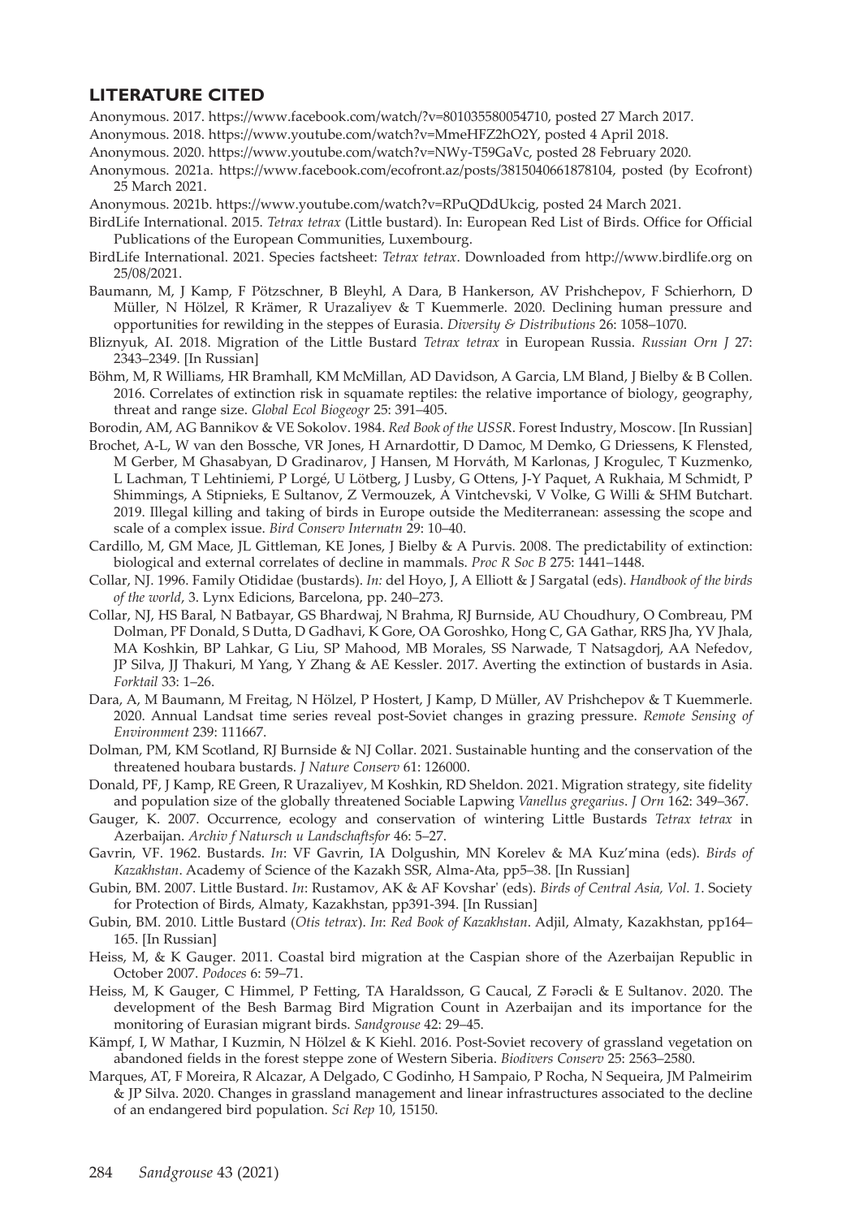## LITERATURE CITED

Anonymous. 2017. https://www.facebook.com/watch/?v=801035580054710, posted 27 March 2017.

Anonymous. 2018. https://www.youtube.com/watch?v=MmeHFZ2hO2Y, posted 4 April 2018.

Anonymous. 2020. https://www.youtube.com/watch?v=NWy-T59GaVc, posted 28 February 2020.

Anonymous. 2021a. https://www.facebook.com/ecofront.az/posts/3815040661878104, posted (by Ecofront) 25 March 2021.

Anonymous. 2021b. https://www.youtube.com/watch?v=RPuQDdUkcig, posted 24 March 2021.

BirdLife International. 2015. *Tetrax tetrax* (Little bustard). In: European Red List of Birds. Office for Official Publications of the European Communities, Luxembourg.

BirdLife International. 2021. Species factsheet: *Tetrax tetrax*. Downloaded from http://www.birdlife.org on 25/08/2021.

Baumann, M, J Kamp, F Pötzschner, B Bleyhl, A Dara, B Hankerson, AV Prishchepov, F Schierhorn, D Müller, N Hölzel, R Krämer, R Urazaliyev & T Kuemmerle. 2020. Declining human pressure and opportunities for rewilding in the steppes of Eurasia. *Diversity & Distributions* 26: 1058–1070.

Bliznyuk, AI. 2018. Migration of the Little Bustard *Tetrax tetrax* in European Russia. *Russian Orn J* 27: 2343–2349. [In Russian]

Böhm, M, R Williams, HR Bramhall, KM McMillan, AD Davidson, A Garcia, LM Bland, J Bielby & B Collen. 2016. Correlates of extinction risk in squamate reptiles: the relative importance of biology, geography, threat and range size. *Global Ecol Biogeogr* 25: 391–405.

Borodin, AM, AG Bannikov & VE Sokolov. 1984. *Red Book of the USSR*. Forest Industry, Moscow. [In Russian]

Brochet, A-L, W van den Bossche, VR Jones, H Arnardottir, D Damoc, M Demko, G Driessens, K Flensted, M Gerber, M Ghasabyan, D Gradinarov, J Hansen, M Horváth, M Karlonas, J Krogulec, T Kuzmenko, L Lachman, T Lehtiniemi, P Lorgé, U Lötberg, J Lusby, G Ottens, J-Y Paquet, A Rukhaia, M Schmidt, P Shimmings, A Stipnieks, E Sultanov, Z Vermouzek, A Vintchevski, V Volke, G Willi & SHM Butchart. 2019. Illegal killing and taking of birds in Europe outside the Mediterranean: assessing the scope and scale of a complex issue. *Bird Conserv Internatn* 29: 10–40.

Cardillo, M, GM Mace, JL Gittleman, KE Jones, J Bielby & A Purvis. 2008. The predictability of extinction: biological and external correlates of decline in mammals. *Proc R Soc B* 275: 1441–1448.

Collar, NJ. 1996. Family Otididae (bustards). *In:* del Hoyo, J, A Elliott & J Sargatal (eds). *Handbook of the birds of the world*, 3. Lynx Edicions, Barcelona, pp. 240–273.

Collar, NJ, HS Baral, N Batbayar, GS Bhardwaj, N Brahma, RJ Burnside, AU Choudhury, O Combreau, PM Dolman, PF Donald, S Dutta, D Gadhavi, K Gore, OA Goroshko, Hong C, GA Gathar, RRS Jha, YV Jhala, MA Koshkin, BP Lahkar, G Liu, SP Mahood, MB Morales, SS Narwade, T Natsagdorj, AA Nefedov, JP Silva, JJ Thakuri, M Yang, Y Zhang & AE Kessler. 2017. Averting the extinction of bustards in Asia. *Forktail* 33: 1–26.

Dara, A, M Baumann, M Freitag, N Hölzel, P Hostert, J Kamp, D Müller, AV Prishchepov & T Kuemmerle. 2020. Annual Landsat time series reveal post-Soviet changes in grazing pressure. *Remote Sensing of Environment* 239: 111667.

Dolman, PM, KM Scotland, RJ Burnside & NJ Collar. 2021. Sustainable hunting and the conservation of the threatened houbara bustards. *J Nature Conserv* 61: 126000.

Donald, PF, J Kamp, RE Green, R Urazaliyev, M Koshkin, RD Sheldon. 2021. Migration strategy, site fidelity and population size of the globally threatened Sociable Lapwing *Vanellus gregarius*. *J Orn* 162: 349–367.

Gauger, K. 2007. Occurrence, ecology and conservation of wintering Little Bustards *Tetrax tetrax* in Azerbaijan. *Archiv f Natursch u Landschaftsfor* 46: 5–27.

Gavrin, VF. 1962. Bustards. *In*: VF Gavrin, IA Dolgushin, MN Korelev & MA Kuz'mina (eds). *Birds of Kazakhstan*. Academy of Science of the Kazakh SSR, Alma-Ata, pp5–38. [In Russian]

Gubin, BM. 2007. Little Bustard. *In*: Rustamov, AK & AF Kovshar' (eds). *Birds of Central Asia, Vol. 1*. Society for Protection of Birds, Almaty, Kazakhstan, pp391-394. [In Russian]

Gubin, BM. 2010. Little Bustard (*Otis tetrax*). *In*: *Red Book of Kazakhstan*. Adjil, Almaty, Kazakhstan, pp164–165. [In Russian]

Heiss, M, & K Gauger. 2011. Coastal bird migration at the Caspian shore of the Azerbaijan Republic in October 2007. *Podoces* 6: 59–71.

Heiss, M, K Gauger, C Himmel, P Fetting, TA Haraldsson, G Caucal, Z Fərəcli & E Sultanov. 2020. The development of the Besh Barmag Bird Migration Count in Azerbaijan and its importance for the monitoring of Eurasian migrant birds. *Sandgrouse* 42: 29–45.

Kämpf, I, W Mathar, I Kuzmin, N Hölzel & K Kiehl. 2016. Post-Soviet recovery of grassland vegetation on abandoned fields in the forest steppe zone of Western Siberia. *Biodivers Conserv* 25: 2563–2580.

Marques, AT, F Moreira, R Alcazar, A Delgado, C Godinho, H Sampaio, P Rocha, N Sequeira, JM Palmeirim & JP Silva. 2020. Changes in grassland management and linear infrastructures associated to the decline of an endangered bird population. *Sci Rep* 10, 15150.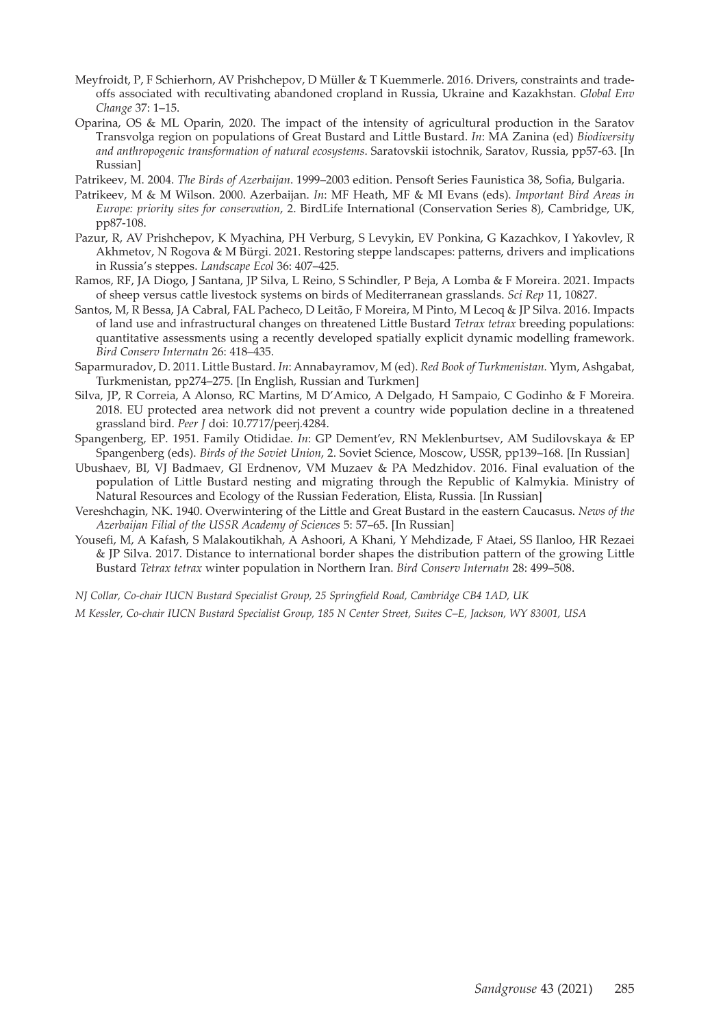Meyfroidt, P, F Schierhorn, AV Prishchepov, D Müller & T Kuemmerle. 2016. Drivers, constraints and trade-offs associated with recultivating abandoned cropland in Russia, Ukraine and Kazakhstan. *Global Env Change* 37: 1–15.

Oparina, OS & ML Oparin, 2020. The impact of the intensity of agricultural production in the Saratov Transvolga region on populations of Great Bustard and Little Bustard. *In*: MA Zanina (ed) *Biodiversity and anthropogenic transformation of natural ecosystems*. Saratovskii istochnik, Saratov, Russia, pp57-63. [In Russian]

Patrikeev, M. 2004. *The Birds of Azerbaijan*. 1999–2003 edition. Pensoft Series Faunistica 38, Sofia, Bulgaria.

Patrikeev, M & M Wilson. 2000. Azerbaijan. *In*: MF Heath, MF & MI Evans (eds). *Important Bird Areas in Europe: priority sites for conservation*, 2. BirdLife International (Conservation Series 8), Cambridge, UK, pp87-108.

Pazur, R, AV Prishchepov, K Myachina, PH Verburg, S Levykin, EV Ponkina, G Kazachkov, I Yakovlev, R Akhmetov, N Rogova & M Bürgi. 2021. Restoring steppe landscapes: patterns, drivers and implications in Russia's steppes. *Landscape Ecol* 36: 407–425.

Ramos, RF, JA Diogo, J Santana, JP Silva, L Reino, S Schindler, P Beja, A Lomba & F Moreira. 2021. Impacts of sheep versus cattle livestock systems on birds of Mediterranean grasslands. *Sci Rep* 11, 10827.

Santos, M, R Bessa, JA Cabral, FAL Pacheco, D Leitão, F Moreira, M Pinto, M Lecoq & JP Silva. 2016. Impacts of land use and infrastructural changes on threatened Little Bustard *Tetrax tetrax* breeding populations: quantitative assessments using a recently developed spatially explicit dynamic modelling framework. *Bird Conserv Internatn* 26: 418–435.

Saparmuradov, D. 2011. Little Bustard. *In*: Annabayramov, M (ed). *Red Book of Turkmenistan*. Ylym, Ashgabat, Turkmenistan, pp274–275. [In English, Russian and Turkmen]

Silva, JP, R Correia, A Alonso, RC Martins, M D'Amico, A Delgado, H Sampaio, C Godinho & F Moreira. 2018. EU protected area network did not prevent a country wide population decline in a threatened grassland bird. *Peer J* doi: 10.7717/peerj.4284.

Spangenberg, EP. 1951. Family Otididae. *In*: GP Dement'ev, RN Meklenburtsev, AM Sudilovskaya & EP Spangenberg (eds). *Birds of the Soviet Union*, 2. Soviet Science, Moscow, USSR, pp139–168. [In Russian]

Ubushaev, BI, VJ Badmaev, GI Erdnenov, VM Muzaev & PA Medzhidov. 2016. Final evaluation of the population of Little Bustard nesting and migrating through the Republic of Kalmykia. Ministry of Natural Resources and Ecology of the Russian Federation, Elista, Russia. [In Russian]

Vereshchagin, NK. 1940. Overwintering of the Little and Great Bustard in the eastern Caucasus. *News of the Azerbaijan Filial of the USSR Academy of Sciences* 5: 57–65. [In Russian]

Yousefi, M, A Kafash, S Malakoutikhah, A Ashoori, A Khani, Y Mehdizade, F Ataei, SS Ilanloo, HR Rezaei & JP Silva. 2017. Distance to international border shapes the distribution pattern of the growing Little Bustard *Tetrax tetrax* winter population in Northern Iran. *Bird Conserv Internatn* 28: 499–508.

*NJ Collar, Co-chair IUCN Bustard Specialist Group, 25 Springfield Road, Cambridge CB4 1AD, UK*

*M Kessler, Co-chair IUCN Bustard Specialist Group, 185 N Center Street, Suites C–E, Jackson, WY 83001, USA*